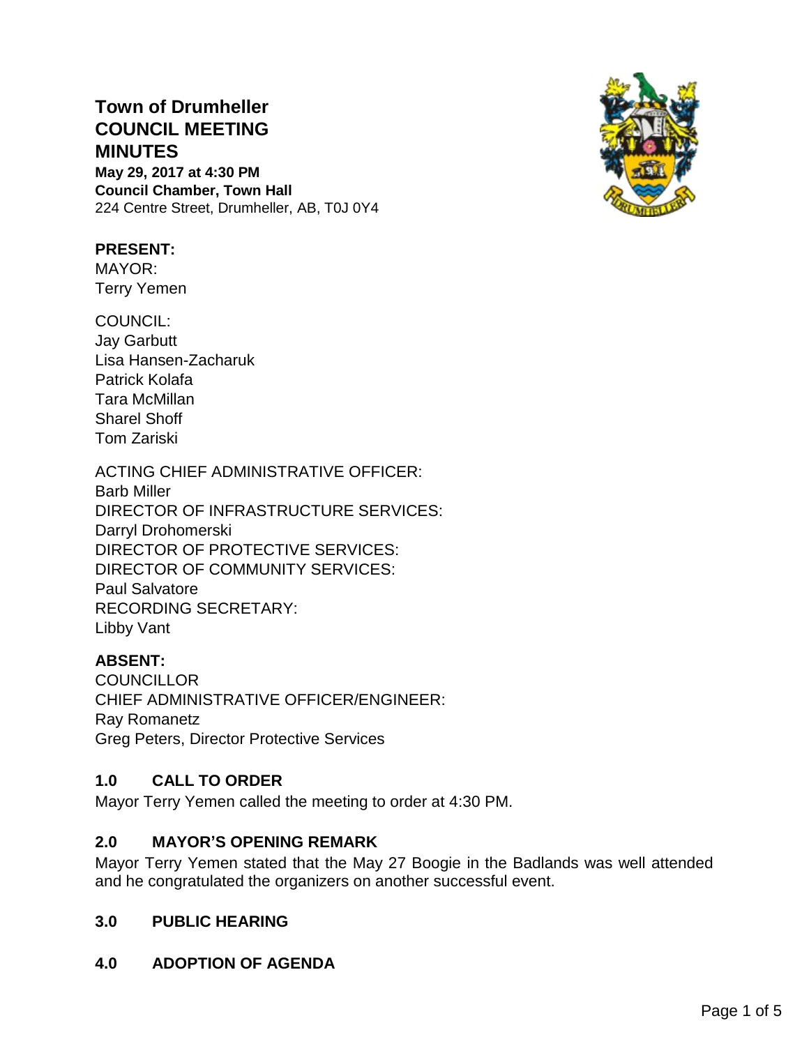# Town of Drumheller COUNCIL MEETING MINUTES

**May 29, 2017 at 4:30 PM**
**Council Chamber, Town Hall**
224 Centre Street, Drumheller, AB, T0J 0Y4

**PRESENT:**
MAYOR:
Terry Yemen

COUNCIL:
Jay Garbutt
Lisa Hansen-Zacharuk
Patrick Kolafa
Tara McMillan
Sharel Shoff
Tom Zariski

ACTING CHIEF ADMINISTRATIVE OFFICER:
Barb Miller
DIRECTOR OF INFRASTRUCTURE SERVICES:
Darryl Drohomerski
DIRECTOR OF PROTECTIVE SERVICES:
DIRECTOR OF COMMUNITY SERVICES:
Paul Salvatore
RECORDING SECRETARY:
Libby Vant

**ABSENT:**
COUNCILLOR
CHIEF ADMINISTRATIVE OFFICER/ENGINEER:
Ray Romanetz
Greg Peters, Director Protective Services

## 1.0 CALL TO ORDER

Mayor Terry Yemen called the meeting to order at 4:30 PM.

## 2.0 MAYOR'S OPENING REMARK

Mayor Terry Yemen stated that the May 27 Boogie in the Badlands was well attended and he congratulated the organizers on another successful event.

## 3.0 PUBLIC HEARING

## 4.0 ADOPTION OF AGENDA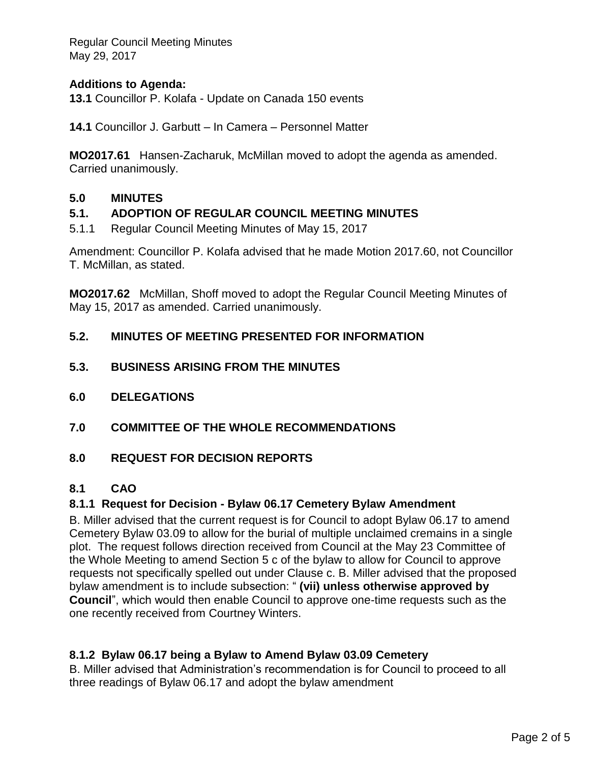**Additions to Agenda:**

**13.1** Councillor P. Kolafa - Update on Canada 150 events

**14.1** Councillor J. Garbutt – In Camera – Personnel Matter

**MO2017.61** Hansen-Zacharuk, McMillan moved to adopt the agenda as amended. Carried unanimously.

## 5.0 MINUTES

### 5.1. ADOPTION OF REGULAR COUNCIL MEETING MINUTES

5.1.1 Regular Council Meeting Minutes of May 15, 2017

Amendment: Councillor P. Kolafa advised that he made Motion 2017.60, not Councillor T. McMillan, as stated.

**MO2017.62** McMillan, Shoff moved to adopt the Regular Council Meeting Minutes of May 15, 2017 as amended. Carried unanimously.

### 5.2. MINUTES OF MEETING PRESENTED FOR INFORMATION

### 5.3. BUSINESS ARISING FROM THE MINUTES

## 6.0 DELEGATIONS

## 7.0 COMMITTEE OF THE WHOLE RECOMMENDATIONS

## 8.0 REQUEST FOR DECISION REPORTS

### 8.1 CAO

#### 8.1.1 Request for Decision - Bylaw 06.17 Cemetery Bylaw Amendment

B. Miller advised that the current request is for Council to adopt Bylaw 06.17 to amend Cemetery Bylaw 03.09 to allow for the burial of multiple unclaimed cremains in a single plot. The request follows direction received from Council at the May 23 Committee of the Whole Meeting to amend Section 5 c of the bylaw to allow for Council to approve requests not specifically spelled out under Clause c. B. Miller advised that the proposed bylaw amendment is to include subsection: " **(vii) unless otherwise approved by Council**", which would then enable Council to approve one-time requests such as the one recently received from Courtney Winters.

#### 8.1.2 Bylaw 06.17 being a Bylaw to Amend Bylaw 03.09 Cemetery

B. Miller advised that Administration's recommendation is for Council to proceed to all three readings of Bylaw 06.17 and adopt the bylaw amendment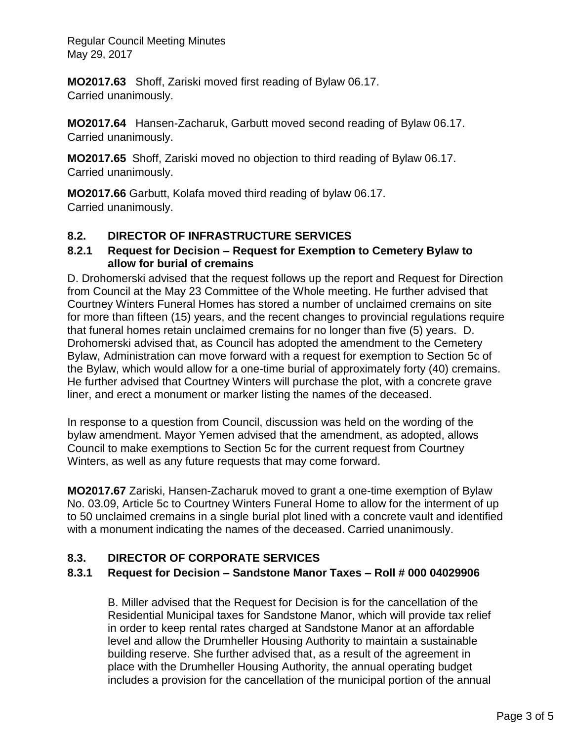**MO2017.63** Shoff, Zariski moved first reading of Bylaw 06.17.
Carried unanimously.

**MO2017.64** Hansen-Zacharuk, Garbutt moved second reading of Bylaw 06.17.
Carried unanimously.

**MO2017.65** Shoff, Zariski moved no objection to third reading of Bylaw 06.17.
Carried unanimously.

**MO2017.66** Garbutt, Kolafa moved third reading of bylaw 06.17.
Carried unanimously.

## 8.2. DIRECTOR OF INFRASTRUCTURE SERVICES

### 8.2.1 Request for Decision – Request for Exemption to Cemetery Bylaw to allow for burial of cremains

D. Drohomerski advised that the request follows up the report and Request for Direction from Council at the May 23 Committee of the Whole meeting. He further advised that Courtney Winters Funeral Homes has stored a number of unclaimed cremains on site for more than fifteen (15) years, and the recent changes to provincial regulations require that funeral homes retain unclaimed cremains for no longer than five (5) years. D. Drohomerski advised that, as Council has adopted the amendment to the Cemetery Bylaw, Administration can move forward with a request for exemption to Section 5c of the Bylaw, which would allow for a one-time burial of approximately forty (40) cremains. He further advised that Courtney Winters will purchase the plot, with a concrete grave liner, and erect a monument or marker listing the names of the deceased.

In response to a question from Council, discussion was held on the wording of the bylaw amendment. Mayor Yemen advised that the amendment, as adopted, allows Council to make exemptions to Section 5c for the current request from Courtney Winters, as well as any future requests that may come forward.

**MO2017.67** Zariski, Hansen-Zacharuk moved to grant a one-time exemption of Bylaw No. 03.09, Article 5c to Courtney Winters Funeral Home to allow for the interment of up to 50 unclaimed cremains in a single burial plot lined with a concrete vault and identified with a monument indicating the names of the deceased. Carried unanimously.

## 8.3. DIRECTOR OF CORPORATE SERVICES

### 8.3.1 Request for Decision – Sandstone Manor Taxes – Roll # 000 04029906

B. Miller advised that the Request for Decision is for the cancellation of the Residential Municipal taxes for Sandstone Manor, which will provide tax relief in order to keep rental rates charged at Sandstone Manor at an affordable level and allow the Drumheller Housing Authority to maintain a sustainable building reserve. She further advised that, as a result of the agreement in place with the Drumheller Housing Authority, the annual operating budget includes a provision for the cancellation of the municipal portion of the annual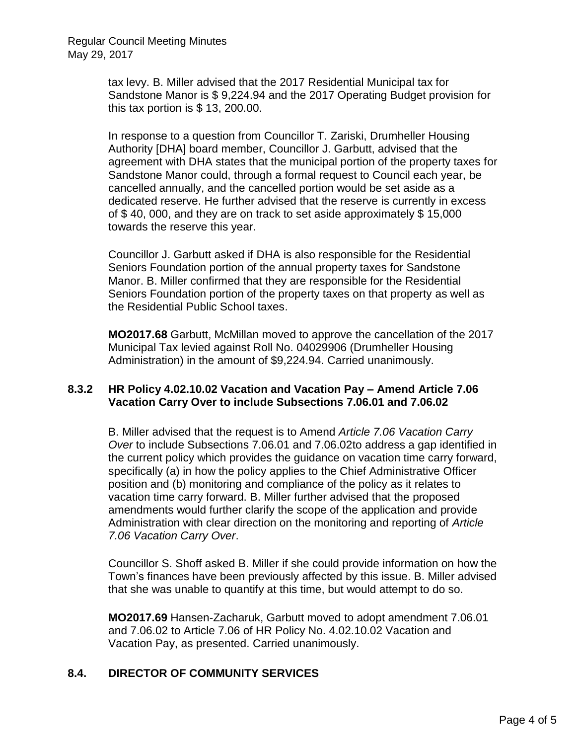tax levy. B. Miller advised that the 2017 Residential Municipal tax for Sandstone Manor is $ 9,224.94 and the 2017 Operating Budget provision for this tax portion is $ 13, 200.00.

In response to a question from Councillor T. Zariski, Drumheller Housing Authority [DHA] board member, Councillor J. Garbutt, advised that the agreement with DHA states that the municipal portion of the property taxes for Sandstone Manor could, through a formal request to Council each year, be cancelled annually, and the cancelled portion would be set aside as a dedicated reserve. He further advised that the reserve is currently in excess of $ 40, 000, and they are on track to set aside approximately $ 15,000 towards the reserve this year.

Councillor J. Garbutt asked if DHA is also responsible for the Residential Seniors Foundation portion of the annual property taxes for Sandstone Manor. B. Miller confirmed that they are responsible for the Residential Seniors Foundation portion of the property taxes on that property as well as the Residential Public School taxes.

**MO2017.68** Garbutt, McMillan moved to approve the cancellation of the 2017 Municipal Tax levied against Roll No. 04029906 (Drumheller Housing Administration) in the amount of $9,224.94. Carried unanimously.

### 8.3.2 HR Policy 4.02.10.02 Vacation and Vacation Pay – Amend Article 7.06 Vacation Carry Over to include Subsections 7.06.01 and 7.06.02

B. Miller advised that the request is to Amend *Article 7.06 Vacation Carry Over* to include Subsections 7.06.01 and 7.06.02to address a gap identified in the current policy which provides the guidance on vacation time carry forward, specifically (a) in how the policy applies to the Chief Administrative Officer position and (b) monitoring and compliance of the policy as it relates to vacation time carry forward. B. Miller further advised that the proposed amendments would further clarify the scope of the application and provide Administration with clear direction on the monitoring and reporting of *Article 7.06 Vacation Carry Over*.

Councillor S. Shoff asked B. Miller if she could provide information on how the Town's finances have been previously affected by this issue. B. Miller advised that she was unable to quantify at this time, but would attempt to do so.

**MO2017.69** Hansen-Zacharuk, Garbutt moved to adopt amendment 7.06.01 and 7.06.02 to Article 7.06 of HR Policy No. 4.02.10.02 Vacation and Vacation Pay, as presented. Carried unanimously.

## 8.4. DIRECTOR OF COMMUNITY SERVICES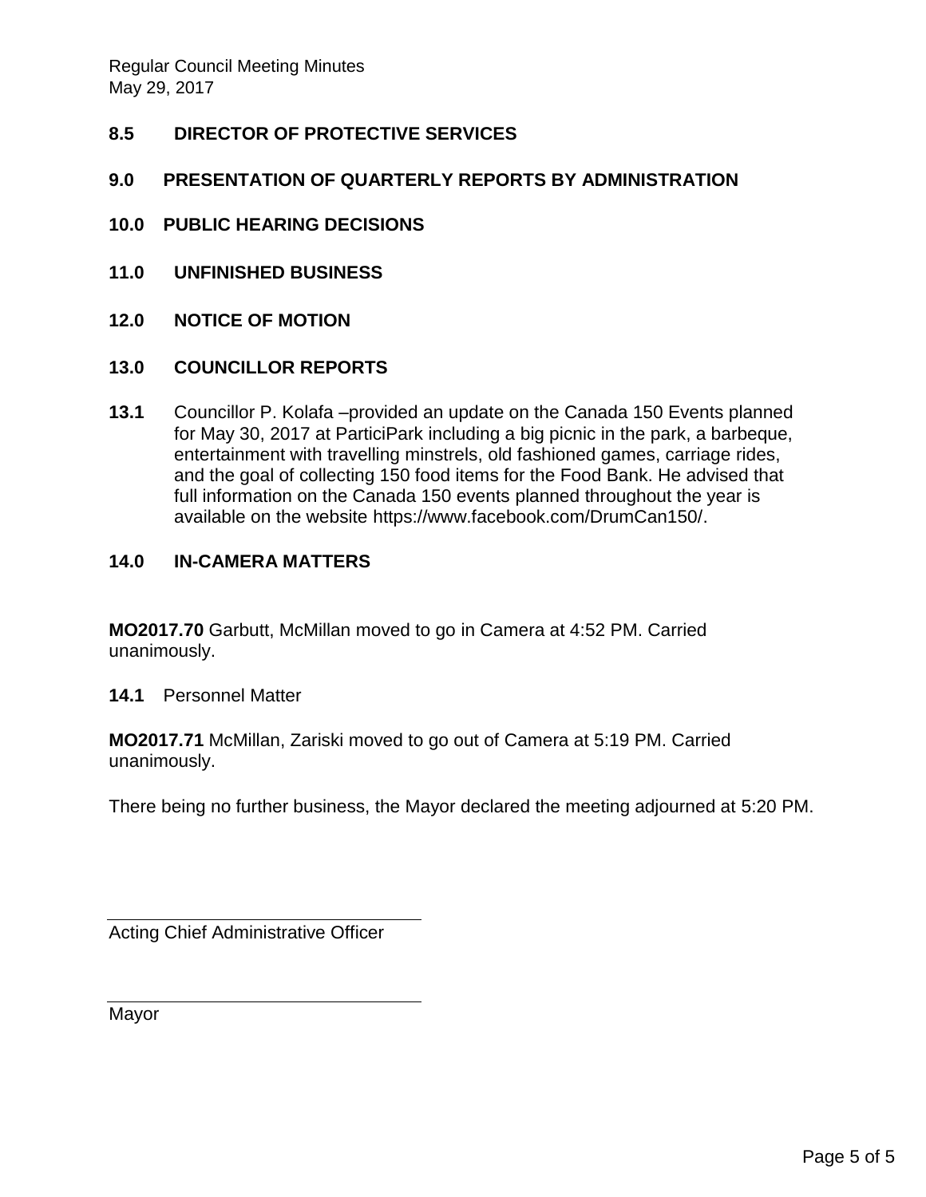**8.5 DIRECTOR OF PROTECTIVE SERVICES**

**9.0 PRESENTATION OF QUARTERLY REPORTS BY ADMINISTRATION**

**10.0 PUBLIC HEARING DECISIONS**

**11.0 UNFINISHED BUSINESS**

**12.0 NOTICE OF MOTION**

**13.0 COUNCILLOR REPORTS**

**13.1** Councillor P. Kolafa –provided an update on the Canada 150 Events planned for May 30, 2017 at ParticiPark including a big picnic in the park, a barbeque, entertainment with travelling minstrels, old fashioned games, carriage rides, and the goal of collecting 150 food items for the Food Bank. He advised that full information on the Canada 150 events planned throughout the year is available on the website https://www.facebook.com/DrumCan150/.

**14.0 IN-CAMERA MATTERS**

**MO2017.70** Garbutt, McMillan moved to go in Camera at 4:52 PM. Carried unanimously.

**14.1** Personnel Matter

**MO2017.71** McMillan, Zariski moved to go out of Camera at 5:19 PM. Carried unanimously.

There being no further business, the Mayor declared the meeting adjourned at 5:20 PM.

______________________________
Acting Chief Administrative Officer

______________________________
Mayor